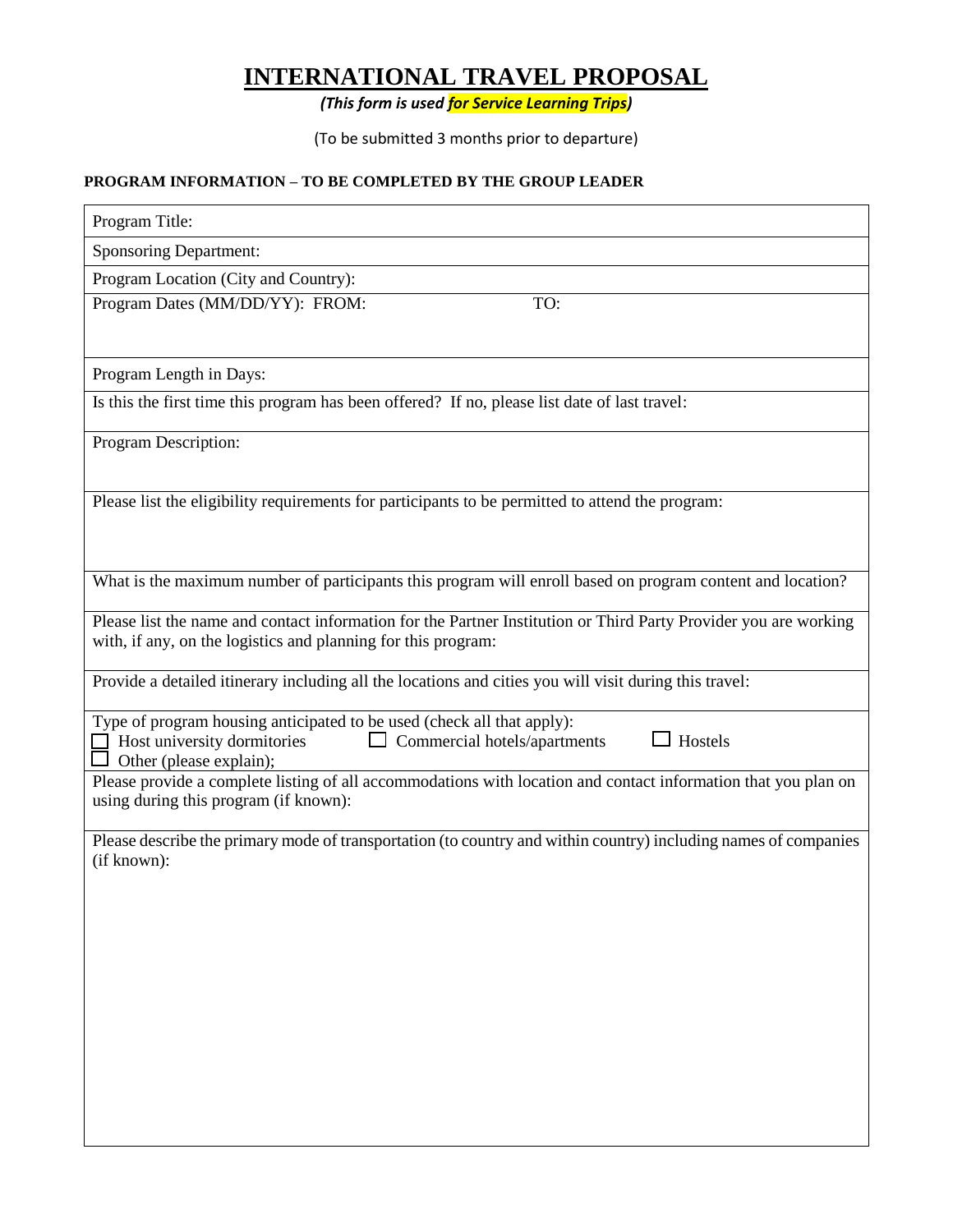# INTERNATIONAL TRAVEL PROPOSAL

***(This form is used for Service Learning Trips)***

(To be submitted 3 months prior to departure)

**PROGRAM INFORMATION – TO BE COMPLETED BY THE GROUP LEADER**

| Program Title: |
|---|
| Sponsoring Department: |
| Program Location (City and Country): |
| Program Dates (MM/DD/YY): FROM: TO: |
| Program Length in Days: |
| Is this the first time this program has been offered? If no, please list date of last travel: |
| Program Description: |
| Please list the eligibility requirements for participants to be permitted to attend the program: |
| What is the maximum number of participants this program will enroll based on program content and location? |
| Please list the name and contact information for the Partner Institution or Third Party Provider you are working with, if any, on the logistics and planning for this program: |
| Provide a detailed itinerary including all the locations and cities you will visit during this travel: |
| Type of program housing anticipated to be used (check all that apply):<br>☐ Host university dormitories ☐ Commercial hotels/apartments ☐ Hostels<br>☐ Other (please explain); |
| Please provide a complete listing of all accommodations with location and contact information that you plan on using during this program (if known): |
| Please describe the primary mode of transportation (to country and within country) including names of companies (if known): |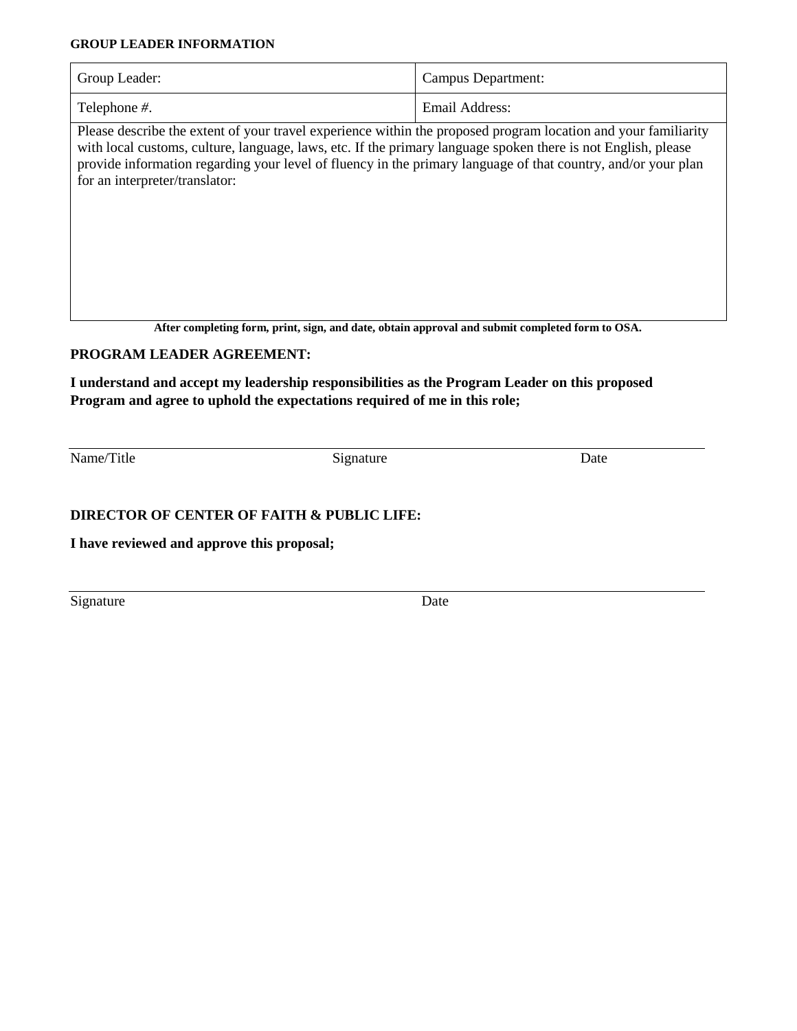**GROUP LEADER INFORMATION**

| | |
|---|---|
| Group Leader: | Campus Department: |
| Telephone #. | Email Address: |
| Please describe the extent of your travel experience within the proposed program location and your familiarity with local customs, culture, language, laws, etc. If the primary language spoken there is not English, please provide information regarding your level of fluency in the primary language of that country, and/or your plan for an interpreter/translator: | |

**After completing form, print, sign, and date, obtain approval and submit completed form to OSA.**

**PROGRAM LEADER AGREEMENT:**

**I understand and accept my leadership responsibilities as the Program Leader on this proposed Program and agree to uphold the expectations required of me in this role;**

Name/Title　　　　　　　　　　Signature　　　　　　　　　　Date

**DIRECTOR OF CENTER OF FAITH & PUBLIC LIFE:**

**I have reviewed and approve this proposal;**

Signature　　　　　　　　　　Date